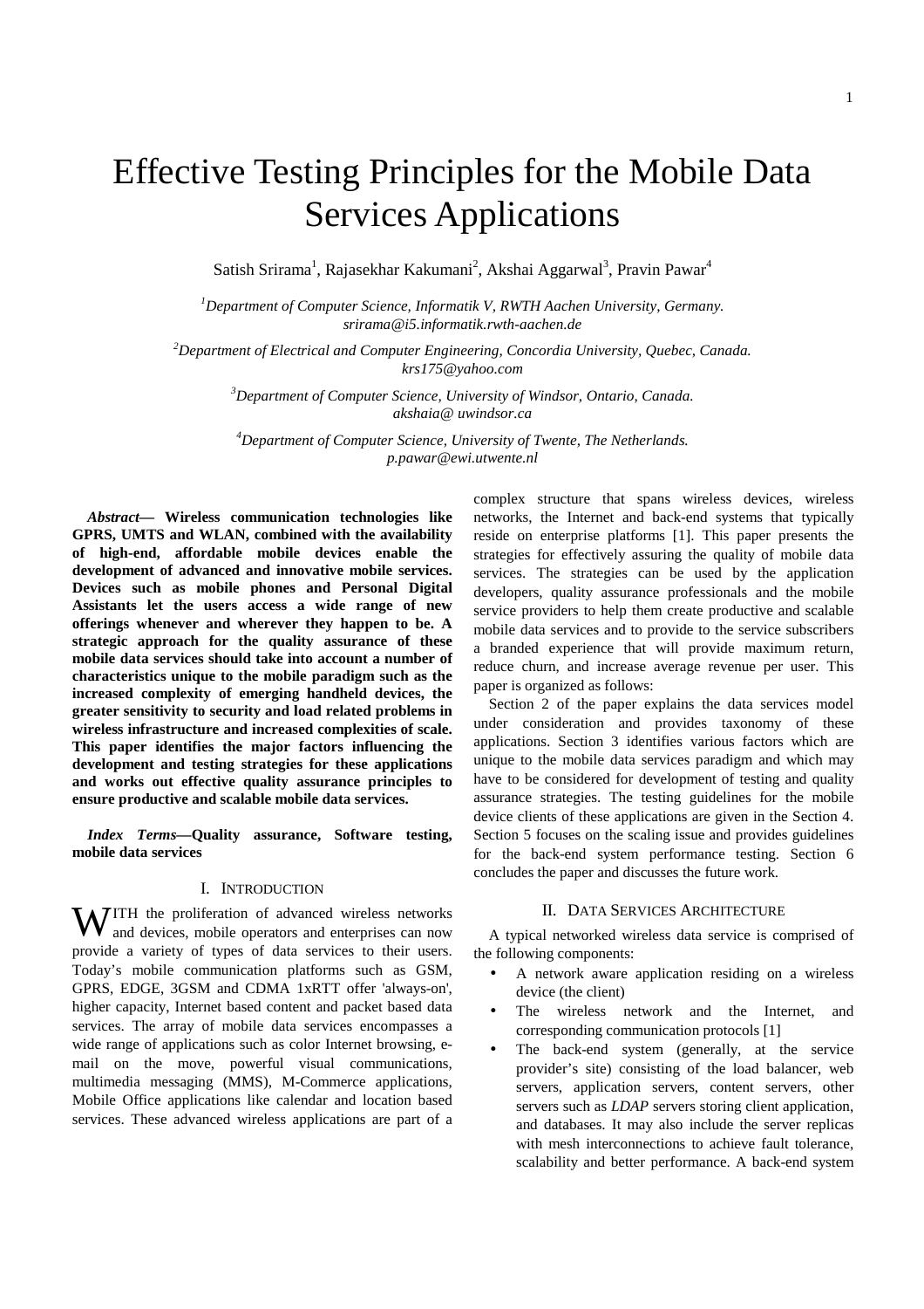# Effective Testing Principles for the Mobile Data Services Applications

Satish Srirama[1], Rajasekhar Kakumani[2], Akshai Aggarwal[3], Pravin Pawar[4]

[1]*Department of Computer Science, Informatik V, RWTH Aachen University, Germany.*
*srirama@i5.informatik.rwth-aachen.de*

[2]*Department of Electrical and Computer Engineering, Concordia University, Quebec, Canada.*
*krs175@yahoo.com*

[3]*Department of Computer Science, University of Windsor, Ontario, Canada.*
*akshaia@ uwindsor.ca*

[4]*Department of Computer Science, University of Twente, The Netherlands.*
*p.pawar@ewi.utwente.nl*

***Abstract*— Wireless communication technologies like GPRS, UMTS and WLAN, combined with the availability of high-end, affordable mobile devices enable the development of advanced and innovative mobile services. Devices such as mobile phones and Personal Digital Assistants let the users access a wide range of new offerings whenever and wherever they happen to be. A strategic approach for the quality assurance of these mobile data services should take into account a number of characteristics unique to the mobile paradigm such as the increased complexity of emerging handheld devices, the greater sensitivity to security and load related problems in wireless infrastructure and increased complexities of scale. This paper identifies the major factors influencing the development and testing strategies for these applications and works out effective quality assurance principles to ensure productive and scalable mobile data services.**

***Index Terms*—Quality assurance, Software testing, mobile data services**

## I. Introduction

With the proliferation of advanced wireless networks and devices, mobile operators and enterprises can now provide a variety of types of data services to their users. Today's mobile communication platforms such as GSM, GPRS, EDGE, 3GSM and CDMA 1xRTT offer 'always-on', higher capacity, Internet based content and packet based data services. The array of mobile data services encompasses a wide range of applications such as color Internet browsing, e-mail on the move, powerful visual communications, multimedia messaging (MMS), M-Commerce applications, Mobile Office applications like calendar and location based services. These advanced wireless applications are part of a complex structure that spans wireless devices, wireless networks, the Internet and back-end systems that typically reside on enterprise platforms [1]. This paper presents the strategies for effectively assuring the quality of mobile data services. The strategies can be used by the application developers, quality assurance professionals and the mobile service providers to help them create productive and scalable mobile data services and to provide to the service subscribers a branded experience that will provide maximum return, reduce churn, and increase average revenue per user. This paper is organized as follows:

Section 2 of the paper explains the data services model under consideration and provides taxonomy of these applications. Section 3 identifies various factors which are unique to the mobile data services paradigm and which may have to be considered for development of testing and quality assurance strategies. The testing guidelines for the mobile device clients of these applications are given in the Section 4. Section 5 focuses on the scaling issue and provides guidelines for the back-end system performance testing. Section 6 concludes the paper and discusses the future work.

## II. Data Services Architecture

A typical networked wireless data service is comprised of the following components:

- A network aware application residing on a wireless device (the client)
- The wireless network and the Internet, and corresponding communication protocols [1]
- The back-end system (generally, at the service provider's site) consisting of the load balancer, web servers, application servers, content servers, other servers such as *LDAP* servers storing client application, and databases. It may also include the server replicas with mesh interconnections to achieve fault tolerance, scalability and better performance. A back-end system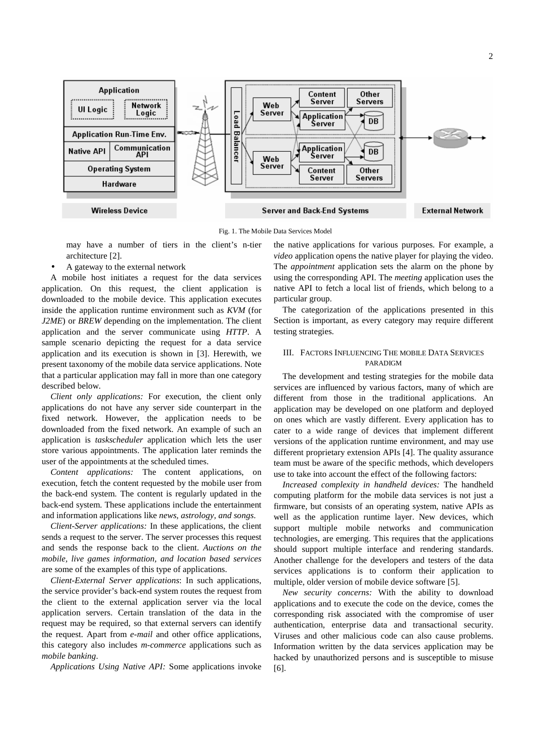Application

UI Logic

Network Logic

Application Run-Time Env.

Native API

Communication API

Operating System

Hardware

Load Balancer

Web Server

Content Server

Other Servers

Application Server

DB

Web Server

Application Server

DB

Content Server

Other Servers

Wireless Device

Server and Back-End Systems

External Network

Fig. 1. The Mobile Data Services Model

may have a number of tiers in the client's n-tier architecture [2].

- A gateway to the external network

A mobile host initiates a request for the data services application. On this request, the client application is downloaded to the mobile device. This application executes inside the application runtime environment such as *KVM* (for *J2ME*) or *BREW* depending on the implementation. The client application and the server communicate using *HTTP*. A sample scenario depicting the request for a data service application and its execution is shown in [3]. Herewith, we present taxonomy of the mobile data service applications. Note that a particular application may fall in more than one category described below.

*Client only applications:* For execution, the client only applications do not have any server side counterpart in the fixed network. However, the application needs to be downloaded from the fixed network. An example of such an application is *taskscheduler* application which lets the user store various appointments. The application later reminds the user of the appointments at the scheduled times.

*Content applications:* The content applications, on execution, fetch the content requested by the mobile user from the back-end system. The content is regularly updated in the back-end system. These applications include the entertainment and information applications like *news, astrology, and songs*.

*Client-Server applications:* In these applications, the client sends a request to the server. The server processes this request and sends the response back to the client. *Auctions on the mobile, live games information, and location based services* are some of the examples of this type of applications.

*Client-External Server applications*: In such applications, the service provider's back-end system routes the request from the client to the external application server via the local application servers. Certain translation of the data in the request may be required, so that external servers can identify the request. Apart from *e-mail* and other office applications, this category also includes *m-commerce* applications such as *mobile banking*.

*Applications Using Native API:* Some applications invoke the native applications for various purposes. For example, a *video* application opens the native player for playing the video. The *appointment* application sets the alarm on the phone by using the corresponding API. The *meeting* application uses the native API to fetch a local list of friends, which belong to a particular group.

The categorization of the applications presented in this Section is important, as every category may require different testing strategies.

## III. Factors Influencing The mobile Data Services paradigm

The development and testing strategies for the mobile data services are influenced by various factors, many of which are different from those in the traditional applications. An application may be developed on one platform and deployed on ones which are vastly different. Every application has to cater to a wide range of devices that implement different versions of the application runtime environment, and may use different proprietary extension APIs [4]. The quality assurance team must be aware of the specific methods, which developers use to take into account the effect of the following factors:

*Increased complexity in handheld devices:* The handheld computing platform for the mobile data services is not just a firmware, but consists of an operating system, native APIs as well as the application runtime layer. New devices, which support multiple mobile networks and communication technologies, are emerging. This requires that the applications should support multiple interface and rendering standards. Another challenge for the developers and testers of the data services applications is to conform their application to multiple, older version of mobile device software [5].

*New security concerns:* With the ability to download applications and to execute the code on the device, comes the corresponding risk associated with the compromise of user authentication, enterprise data and transactional security. Viruses and other malicious code can also cause problems. Information written by the data services application may be hacked by unauthorized persons and is susceptible to misuse [6].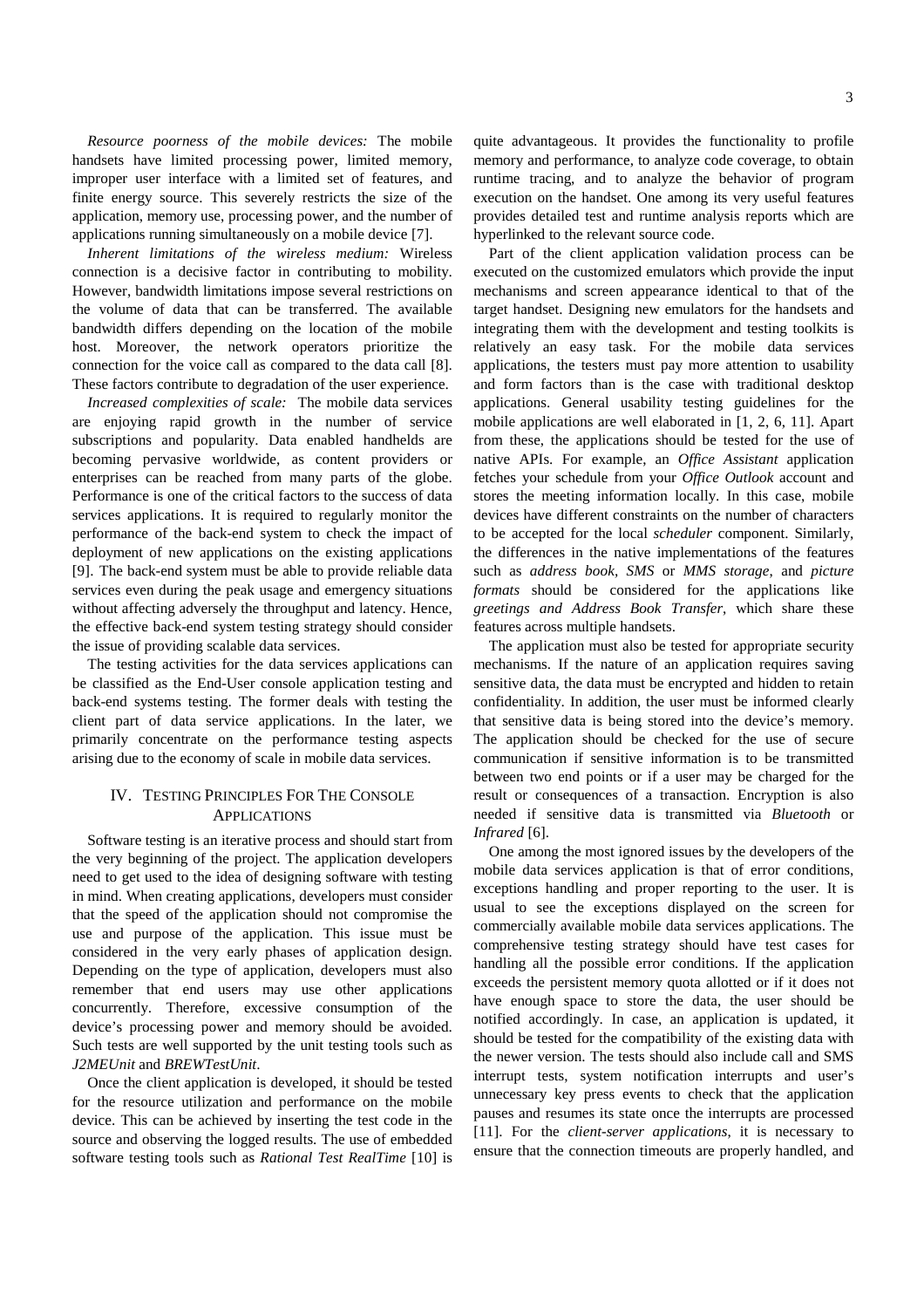*Resource poorness of the mobile devices:* The mobile handsets have limited processing power, limited memory, improper user interface with a limited set of features, and finite energy source. This severely restricts the size of the application, memory use, processing power, and the number of applications running simultaneously on a mobile device [7].

*Inherent limitations of the wireless medium:* Wireless connection is a decisive factor in contributing to mobility. However, bandwidth limitations impose several restrictions on the volume of data that can be transferred. The available bandwidth differs depending on the location of the mobile host. Moreover, the network operators prioritize the connection for the voice call as compared to the data call [8]. These factors contribute to degradation of the user experience.

*Increased complexities of scale:* The mobile data services are enjoying rapid growth in the number of service subscriptions and popularity. Data enabled handhelds are becoming pervasive worldwide, as content providers or enterprises can be reached from many parts of the globe. Performance is one of the critical factors to the success of data services applications. It is required to regularly monitor the performance of the back-end system to check the impact of deployment of new applications on the existing applications [9]. The back-end system must be able to provide reliable data services even during the peak usage and emergency situations without affecting adversely the throughput and latency. Hence, the effective back-end system testing strategy should consider the issue of providing scalable data services.

The testing activities for the data services applications can be classified as the End-User console application testing and back-end systems testing. The former deals with testing the client part of data service applications. In the later, we primarily concentrate on the performance testing aspects arising due to the economy of scale in mobile data services.

## IV. Testing Principles For The Console Applications

Software testing is an iterative process and should start from the very beginning of the project. The application developers need to get used to the idea of designing software with testing in mind. When creating applications, developers must consider that the speed of the application should not compromise the use and purpose of the application. This issue must be considered in the very early phases of application design. Depending on the type of application, developers must also remember that end users may use other applications concurrently. Therefore, excessive consumption of the device's processing power and memory should be avoided. Such tests are well supported by the unit testing tools such as *J2MEUnit* and *BREWTestUnit*.

Once the client application is developed, it should be tested for the resource utilization and performance on the mobile device. This can be achieved by inserting the test code in the source and observing the logged results. The use of embedded software testing tools such as *Rational Test RealTime* [10] is quite advantageous. It provides the functionality to profile memory and performance, to analyze code coverage, to obtain runtime tracing, and to analyze the behavior of program execution on the handset. One among its very useful features provides detailed test and runtime analysis reports which are hyperlinked to the relevant source code.

Part of the client application validation process can be executed on the customized emulators which provide the input mechanisms and screen appearance identical to that of the target handset. Designing new emulators for the handsets and integrating them with the development and testing toolkits is relatively an easy task. For the mobile data services applications, the testers must pay more attention to usability and form factors than is the case with traditional desktop applications. General usability testing guidelines for the mobile applications are well elaborated in [1, 2, 6, 11]. Apart from these, the applications should be tested for the use of native APIs. For example, an *Office Assistant* application fetches your schedule from your *Office Outlook* account and stores the meeting information locally. In this case, mobile devices have different constraints on the number of characters to be accepted for the local *scheduler* component. Similarly, the differences in the native implementations of the features such as *address book*, *SMS* or *MMS storage*, and *picture formats* should be considered for the applications like *greetings and Address Book Transfer*, which share these features across multiple handsets.

The application must also be tested for appropriate security mechanisms. If the nature of an application requires saving sensitive data, the data must be encrypted and hidden to retain confidentiality. In addition, the user must be informed clearly that sensitive data is being stored into the device's memory. The application should be checked for the use of secure communication if sensitive information is to be transmitted between two end points or if a user may be charged for the result or consequences of a transaction. Encryption is also needed if sensitive data is transmitted via *Bluetooth* or *Infrared* [6].

One among the most ignored issues by the developers of the mobile data services application is that of error conditions, exceptions handling and proper reporting to the user. It is usual to see the exceptions displayed on the screen for commercially available mobile data services applications. The comprehensive testing strategy should have test cases for handling all the possible error conditions. If the application exceeds the persistent memory quota allotted or if it does not have enough space to store the data, the user should be notified accordingly. In case, an application is updated, it should be tested for the compatibility of the existing data with the newer version. The tests should also include call and SMS interrupt tests, system notification interrupts and user's unnecessary key press events to check that the application pauses and resumes its state once the interrupts are processed [11]. For the *client-server applications*, it is necessary to ensure that the connection timeouts are properly handled, and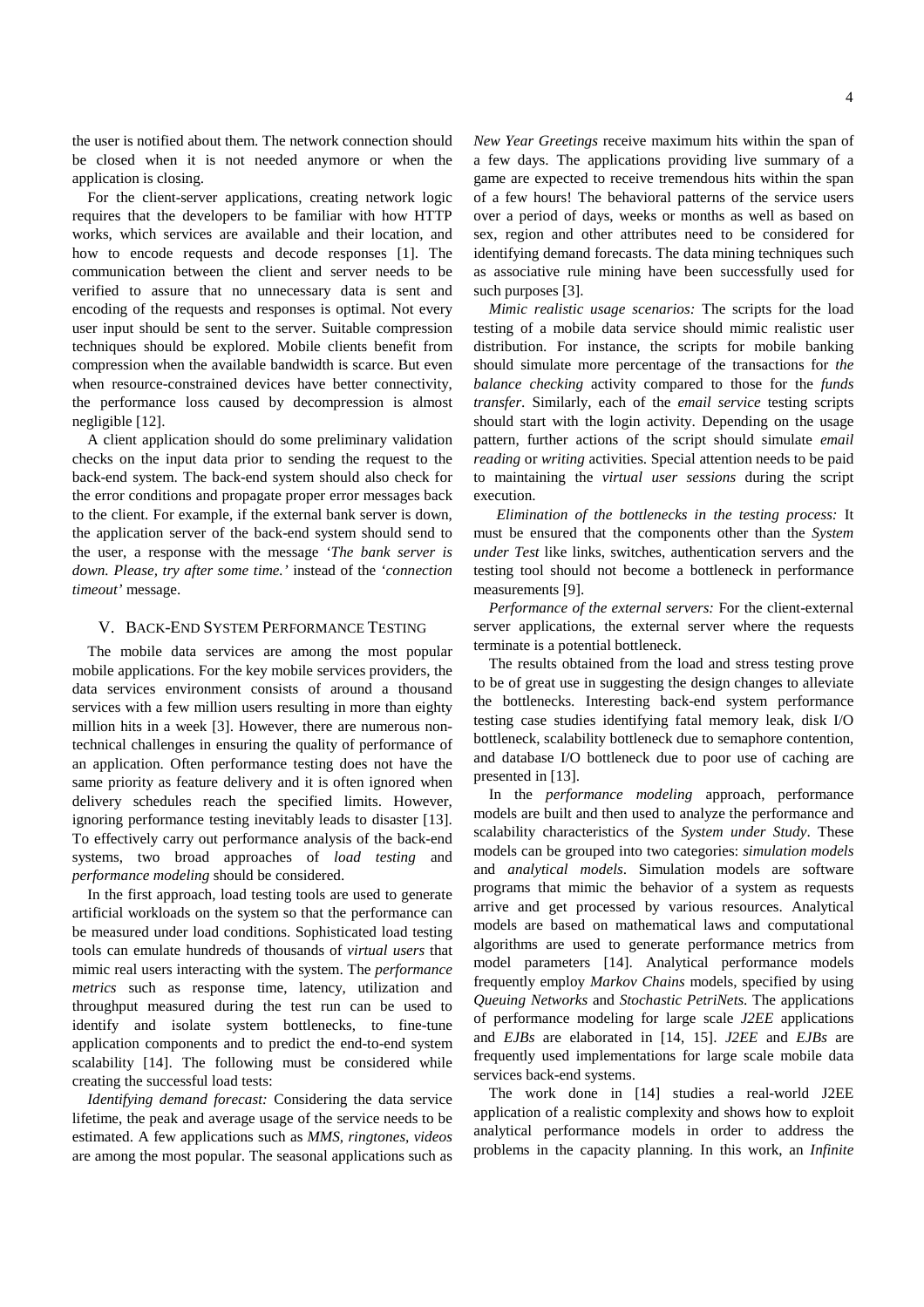the user is notified about them. The network connection should be closed when it is not needed anymore or when the application is closing.

For the client-server applications, creating network logic requires that the developers to be familiar with how HTTP works, which services are available and their location, and how to encode requests and decode responses [1]. The communication between the client and server needs to be verified to assure that no unnecessary data is sent and encoding of the requests and responses is optimal. Not every user input should be sent to the server. Suitable compression techniques should be explored. Mobile clients benefit from compression when the available bandwidth is scarce. But even when resource-constrained devices have better connectivity, the performance loss caused by decompression is almost negligible [12].

A client application should do some preliminary validation checks on the input data prior to sending the request to the back-end system. The back-end system should also check for the error conditions and propagate proper error messages back to the client. For example, if the external bank server is down, the application server of the back-end system should send to the user, a response with the message *'The bank server is down. Please, try after some time.'* instead of the *'connection timeout'* message.

## V. Back-End System Performance Testing

The mobile data services are among the most popular mobile applications. For the key mobile services providers, the data services environment consists of around a thousand services with a few million users resulting in more than eighty million hits in a week [3]. However, there are numerous non-technical challenges in ensuring the quality of performance of an application. Often performance testing does not have the same priority as feature delivery and it is often ignored when delivery schedules reach the specified limits. However, ignoring performance testing inevitably leads to disaster [13]. To effectively carry out performance analysis of the back-end systems, two broad approaches of *load testing* and *performance modeling* should be considered.

In the first approach, load testing tools are used to generate artificial workloads on the system so that the performance can be measured under load conditions. Sophisticated load testing tools can emulate hundreds of thousands of *virtual users* that mimic real users interacting with the system. The *performance metrics* such as response time, latency, utilization and throughput measured during the test run can be used to identify and isolate system bottlenecks, to fine-tune application components and to predict the end-to-end system scalability [14]. The following must be considered while creating the successful load tests:

*Identifying demand forecast:* Considering the data service lifetime, the peak and average usage of the service needs to be estimated. A few applications such as *MMS, ringtones, videos* are among the most popular. The seasonal applications such as *New Year Greetings* receive maximum hits within the span of a few days. The applications providing live summary of a game are expected to receive tremendous hits within the span of a few hours! The behavioral patterns of the service users over a period of days, weeks or months as well as based on sex, region and other attributes need to be considered for identifying demand forecasts. The data mining techniques such as associative rule mining have been successfully used for such purposes [3].

*Mimic realistic usage scenarios:* The scripts for the load testing of a mobile data service should mimic realistic user distribution. For instance, the scripts for mobile banking should simulate more percentage of the transactions for *the balance checking* activity compared to those for the *funds transfer*. Similarly, each of the *email service* testing scripts should start with the login activity. Depending on the usage pattern, further actions of the script should simulate *email reading* or *writing* activities. Special attention needs to be paid to maintaining the *virtual user sessions* during the script execution.

*Elimination of the bottlenecks in the testing process:* It must be ensured that the components other than the *System under Test* like links, switches, authentication servers and the testing tool should not become a bottleneck in performance measurements [9].

*Performance of the external servers:* For the client-external server applications, the external server where the requests terminate is a potential bottleneck.

The results obtained from the load and stress testing prove to be of great use in suggesting the design changes to alleviate the bottlenecks. Interesting back-end system performance testing case studies identifying fatal memory leak, disk I/O bottleneck, scalability bottleneck due to semaphore contention, and database I/O bottleneck due to poor use of caching are presented in [13].

In the *performance modeling* approach, performance models are built and then used to analyze the performance and scalability characteristics of the *System under Study*. These models can be grouped into two categories: *simulation models* and *analytical models*. Simulation models are software programs that mimic the behavior of a system as requests arrive and get processed by various resources. Analytical models are based on mathematical laws and computational algorithms are used to generate performance metrics from model parameters [14]. Analytical performance models frequently employ *Markov Chains* models, specified by using *Queuing Networks* and *Stochastic PetriNets*. The applications of performance modeling for large scale *J2EE* applications and *EJBs* are elaborated in [14, 15]. *J2EE* and *EJBs* are frequently used implementations for large scale mobile data services back-end systems.

The work done in [14] studies a real-world J2EE application of a realistic complexity and shows how to exploit analytical performance models in order to address the problems in the capacity planning. In this work, an *Infinite*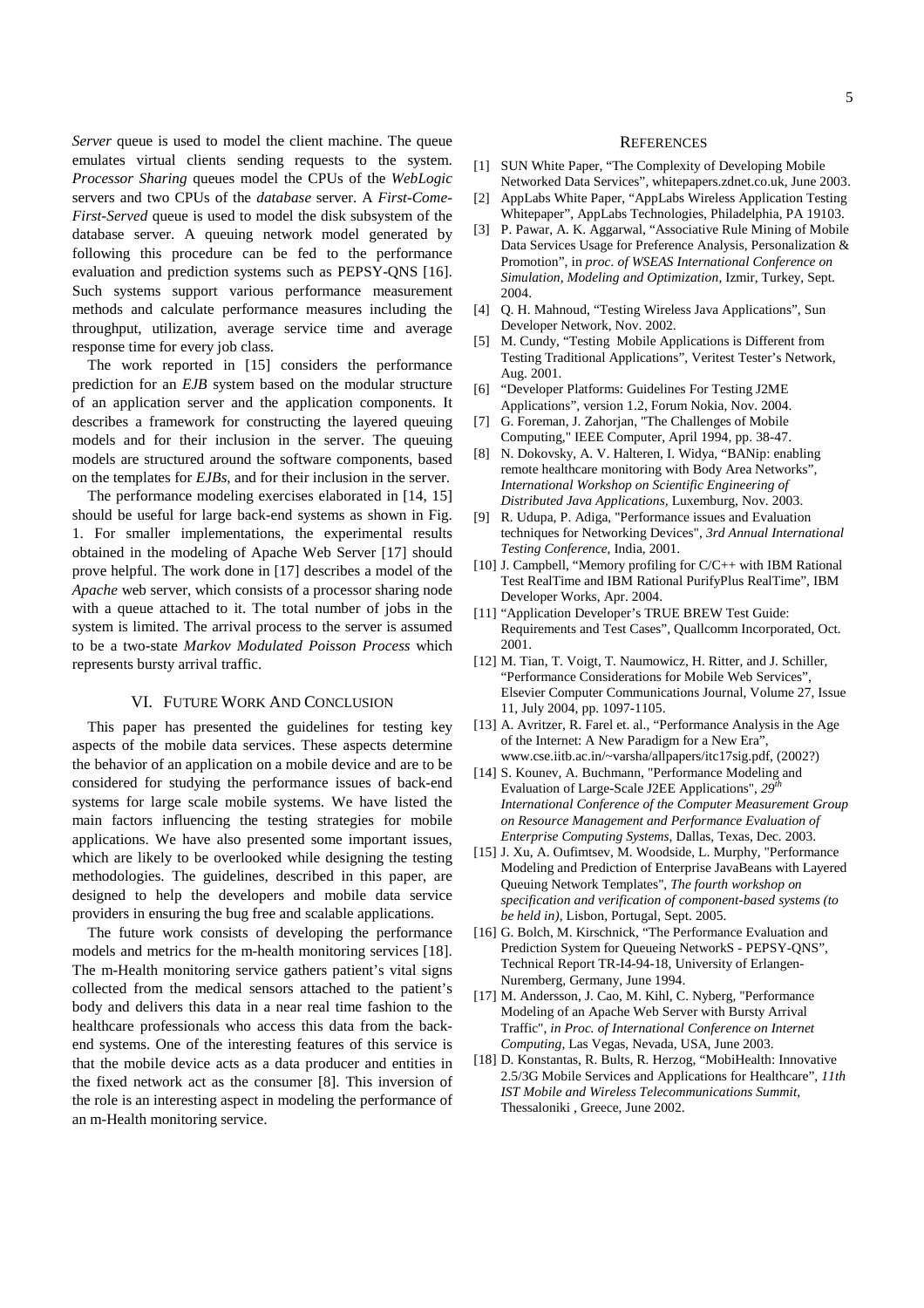*Server* queue is used to model the client machine. The queue emulates virtual clients sending requests to the system. *Processor Sharing* queues model the CPUs of the *WebLogic* servers and two CPUs of the *database* server. A *First-Come-First-Served* queue is used to model the disk subsystem of the database server. A queuing network model generated by following this procedure can be fed to the performance evaluation and prediction systems such as PEPSY-QNS [16]. Such systems support various performance measurement methods and calculate performance measures including the throughput, utilization, average service time and average response time for every job class.

The work reported in [15] considers the performance prediction for an *EJB* system based on the modular structure of an application server and the application components. It describes a framework for constructing the layered queuing models and for their inclusion in the server. The queuing models are structured around the software components, based on the templates for *EJBs*, and for their inclusion in the server.

The performance modeling exercises elaborated in [14, 15] should be useful for large back-end systems as shown in Fig. 1. For smaller implementations, the experimental results obtained in the modeling of Apache Web Server [17] should prove helpful. The work done in [17] describes a model of the *Apache* web server, which consists of a processor sharing node with a queue attached to it. The total number of jobs in the system is limited. The arrival process to the server is assumed to be a two-state *Markov Modulated Poisson Process* which represents bursty arrival traffic.

## VI. Future Work And Conclusion

This paper has presented the guidelines for testing key aspects of the mobile data services. These aspects determine the behavior of an application on a mobile device and are to be considered for studying the performance issues of back-end systems for large scale mobile systems. We have listed the main factors influencing the testing strategies for mobile applications. We have also presented some important issues, which are likely to be overlooked while designing the testing methodologies. The guidelines, described in this paper, are designed to help the developers and mobile data service providers in ensuring the bug free and scalable applications.

The future work consists of developing the performance models and metrics for the m-health monitoring services [18]. The m-Health monitoring service gathers patient's vital signs collected from the medical sensors attached to the patient's body and delivers this data in a near real time fashion to the healthcare professionals who access this data from the back-end systems. One of the interesting features of this service is that the mobile device acts as a data producer and entities in the fixed network act as the consumer [8]. This inversion of the role is an interesting aspect in modeling the performance of an m-Health monitoring service.

## References

[1] SUN White Paper, "The Complexity of Developing Mobile Networked Data Services", whitepapers.zdnet.co.uk, June 2003.

[2] AppLabs White Paper, "AppLabs Wireless Application Testing Whitepaper", AppLabs Technologies, Philadelphia, PA 19103.

[3] P. Pawar, A. K. Aggarwal, "Associative Rule Mining of Mobile Data Services Usage for Preference Analysis, Personalization & Promotion", in *proc. of WSEAS International Conference on Simulation, Modeling and Optimization*, Izmir, Turkey, Sept. 2004.

[4] Q. H. Mahnoud, "Testing Wireless Java Applications", Sun Developer Network, Nov. 2002.

[5] M. Cundy, "Testing Mobile Applications is Different from Testing Traditional Applications", Veritest Tester's Network, Aug. 2001.

[6] "Developer Platforms: Guidelines For Testing J2ME Applications", version 1.2, Forum Nokia, Nov. 2004.

[7] G. Foreman, J. Zahorjan, "The Challenges of Mobile Computing," IEEE Computer, April 1994, pp. 38-47.

[8] N. Dokovsky, A. V. Halteren, I. Widya, "BANip: enabling remote healthcare monitoring with Body Area Networks", *International Workshop on Scientific Engineering of Distributed Java Applications*, Luxemburg, Nov. 2003.

[9] R. Udupa, P. Adiga, "Performance issues and Evaluation techniques for Networking Devices", *3rd Annual International Testing Conference*, India, 2001.

[10] J. Campbell, "Memory profiling for C/C++ with IBM Rational Test RealTime and IBM Rational PurifyPlus RealTime", IBM Developer Works, Apr. 2004.

[11] "Application Developer's TRUE BREW Test Guide: Requirements and Test Cases", Quallcomm Incorporated, Oct. 2001.

[12] M. Tian, T. Voigt, T. Naumowicz, H. Ritter, and J. Schiller, "Performance Considerations for Mobile Web Services", Elsevier Computer Communications Journal, Volume 27, Issue 11, July 2004, pp. 1097-1105.

[13] A. Avritzer, R. Farel et. al., "Performance Analysis in the Age of the Internet: A New Paradigm for a New Era", www.cse.iitb.ac.in/~varsha/allpapers/itc17sig.pdf, (2002?)

[14] S. Kounev, A. Buchmann, "Performance Modeling and Evaluation of Large-Scale J2EE Applications", *29th International Conference of the Computer Measurement Group on Resource Management and Performance Evaluation of Enterprise Computing Systems*, Dallas, Texas, Dec. 2003.

[15] J. Xu, A. Oufimtsev, M. Woodside, L. Murphy, "Performance Modeling and Prediction of Enterprise JavaBeans with Layered Queuing Network Templates", *The fourth workshop on specification and verification of component-based systems (to be held in)*, Lisbon, Portugal, Sept. 2005.

[16] G. Bolch, M. Kirschnick, "The Performance Evaluation and Prediction System for Queueing NetworkS - PEPSY-QNS", Technical Report TR-I4-94-18, University of Erlangen-Nuremberg, Germany, June 1994.

[17] M. Andersson, J. Cao, M. Kihl, C. Nyberg, "Performance Modeling of an Apache Web Server with Bursty Arrival Traffic", *in Proc. of International Conference on Internet Computing*, Las Vegas, Nevada, USA, June 2003.

[18] D. Konstantas, R. Bults, R. Herzog, "MobiHealth: Innovative 2.5/3G Mobile Services and Applications for Healthcare", *11th IST Mobile and Wireless Telecommunications Summit*, Thessaloniki , Greece, June 2002.